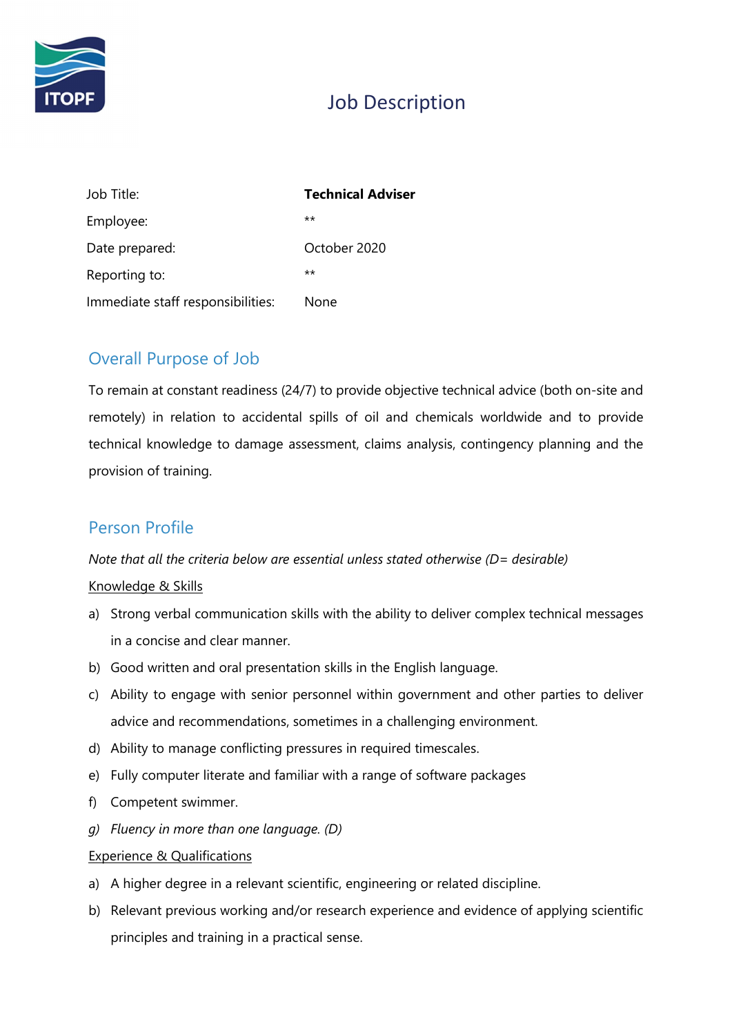# Job Description

| Job Title: | **Technical Adviser** |
|---|---|
| Employee: | ** |
| Date prepared: | October 2020 |
| Reporting to: | ** |
| Immediate staff responsibilities: | None |

## Overall Purpose of Job

To remain at constant readiness (24/7) to provide objective technical advice (both on-site and remotely) in relation to accidental spills of oil and chemicals worldwide and to provide technical knowledge to damage assessment, claims analysis, contingency planning and the provision of training.

## Person Profile

*Note that all the criteria below are essential unless stated otherwise (D= desirable)*

Knowledge & Skills

a) Strong verbal communication skills with the ability to deliver complex technical messages in a concise and clear manner.

b) Good written and oral presentation skills in the English language.

c) Ability to engage with senior personnel within government and other parties to deliver advice and recommendations, sometimes in a challenging environment.

d) Ability to manage conflicting pressures in required timescales.

e) Fully computer literate and familiar with a range of software packages

f) Competent swimmer.

*g) Fluency in more than one language. (D)*

Experience & Qualifications

a) A higher degree in a relevant scientific, engineering or related discipline.

b) Relevant previous working and/or research experience and evidence of applying scientific principles and training in a practical sense.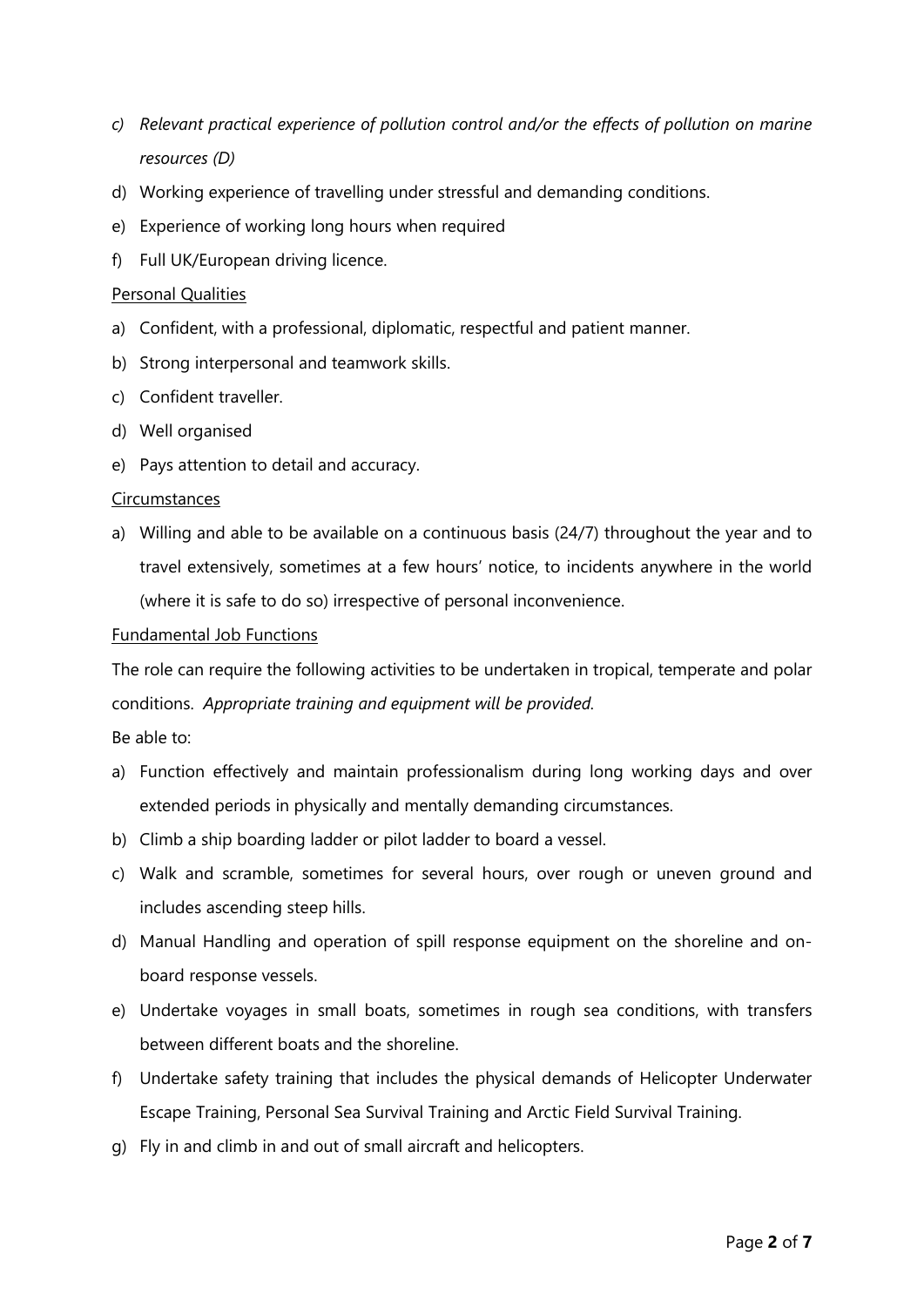c) *Relevant practical experience of pollution control and/or the effects of pollution on marine resources (D)*
d) Working experience of travelling under stressful and demanding conditions.
e) Experience of working long hours when required
f) Full UK/European driving licence.

<u>Personal Qualities</u>

a) Confident, with a professional, diplomatic, respectful and patient manner.
b) Strong interpersonal and teamwork skills.
c) Confident traveller.
d) Well organised
e) Pays attention to detail and accuracy.

<u>Circumstances</u>

a) Willing and able to be available on a continuous basis (24/7) throughout the year and to travel extensively, sometimes at a few hours' notice, to incidents anywhere in the world (where it is safe to do so) irrespective of personal inconvenience.

<u>Fundamental Job Functions</u>

The role can require the following activities to be undertaken in tropical, temperate and polar conditions. *Appropriate training and equipment will be provided.*

Be able to:

a) Function effectively and maintain professionalism during long working days and over extended periods in physically and mentally demanding circumstances.
b) Climb a ship boarding ladder or pilot ladder to board a vessel.
c) Walk and scramble, sometimes for several hours, over rough or uneven ground and includes ascending steep hills.
d) Manual Handling and operation of spill response equipment on the shoreline and on-board response vessels.
e) Undertake voyages in small boats, sometimes in rough sea conditions, with transfers between different boats and the shoreline.
f) Undertake safety training that includes the physical demands of Helicopter Underwater Escape Training, Personal Sea Survival Training and Arctic Field Survival Training.
g) Fly in and climb in and out of small aircraft and helicopters.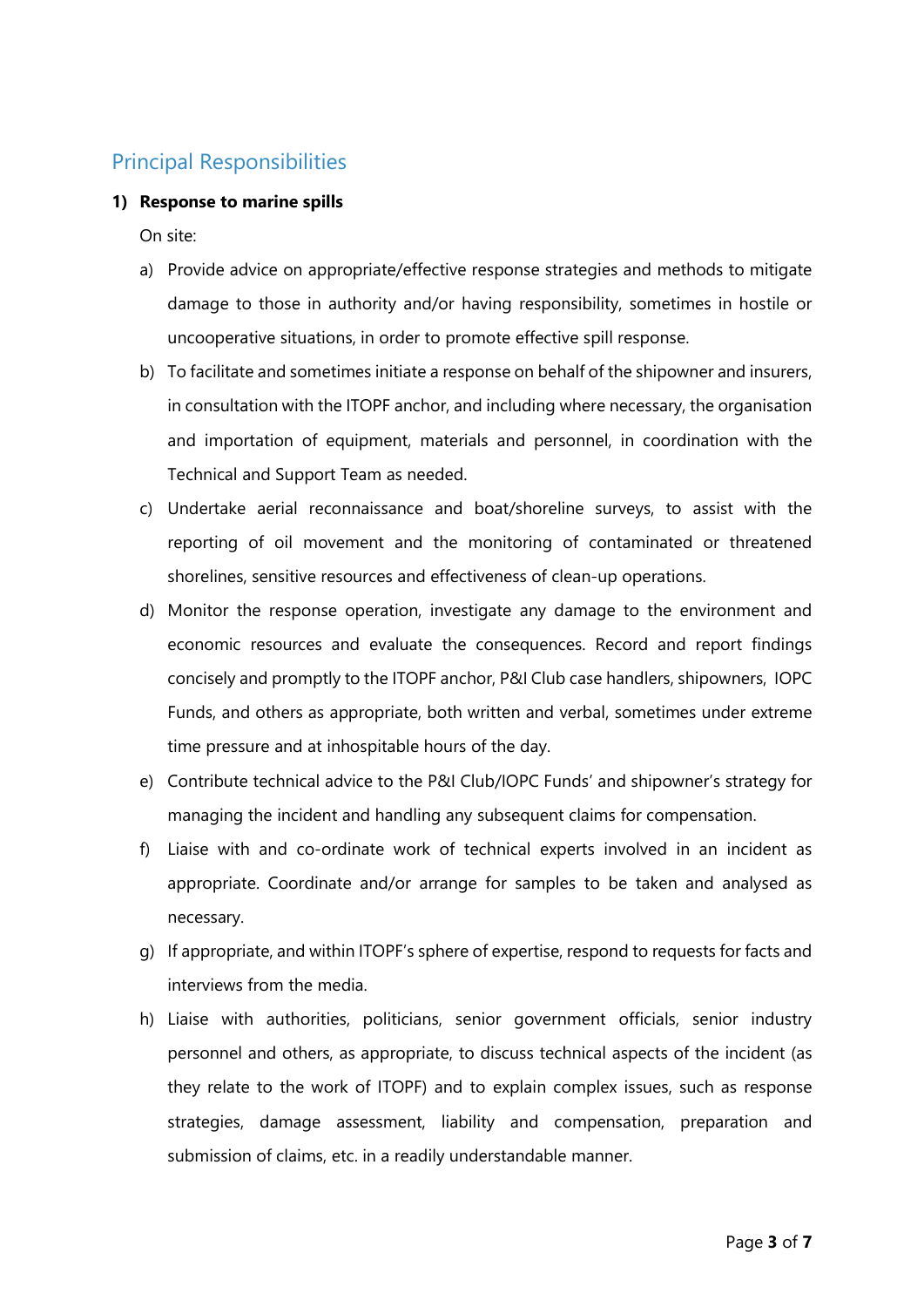## Principal Responsibilities

**1) Response to marine spills**

On site:

a) Provide advice on appropriate/effective response strategies and methods to mitigate damage to those in authority and/or having responsibility, sometimes in hostile or uncooperative situations, in order to promote effective spill response.

b) To facilitate and sometimes initiate a response on behalf of the shipowner and insurers, in consultation with the ITOPF anchor, and including where necessary, the organisation and importation of equipment, materials and personnel, in coordination with the Technical and Support Team as needed.

c) Undertake aerial reconnaissance and boat/shoreline surveys, to assist with the reporting of oil movement and the monitoring of contaminated or threatened shorelines, sensitive resources and effectiveness of clean-up operations.

d) Monitor the response operation, investigate any damage to the environment and economic resources and evaluate the consequences. Record and report findings concisely and promptly to the ITOPF anchor, P&I Club case handlers, shipowners, IOPC Funds, and others as appropriate, both written and verbal, sometimes under extreme time pressure and at inhospitable hours of the day.

e) Contribute technical advice to the P&I Club/IOPC Funds' and shipowner's strategy for managing the incident and handling any subsequent claims for compensation.

f) Liaise with and co-ordinate work of technical experts involved in an incident as appropriate. Coordinate and/or arrange for samples to be taken and analysed as necessary.

g) If appropriate, and within ITOPF's sphere of expertise, respond to requests for facts and interviews from the media.

h) Liaise with authorities, politicians, senior government officials, senior industry personnel and others, as appropriate, to discuss technical aspects of the incident (as they relate to the work of ITOPF) and to explain complex issues, such as response strategies, damage assessment, liability and compensation, preparation and submission of claims, etc. in a readily understandable manner.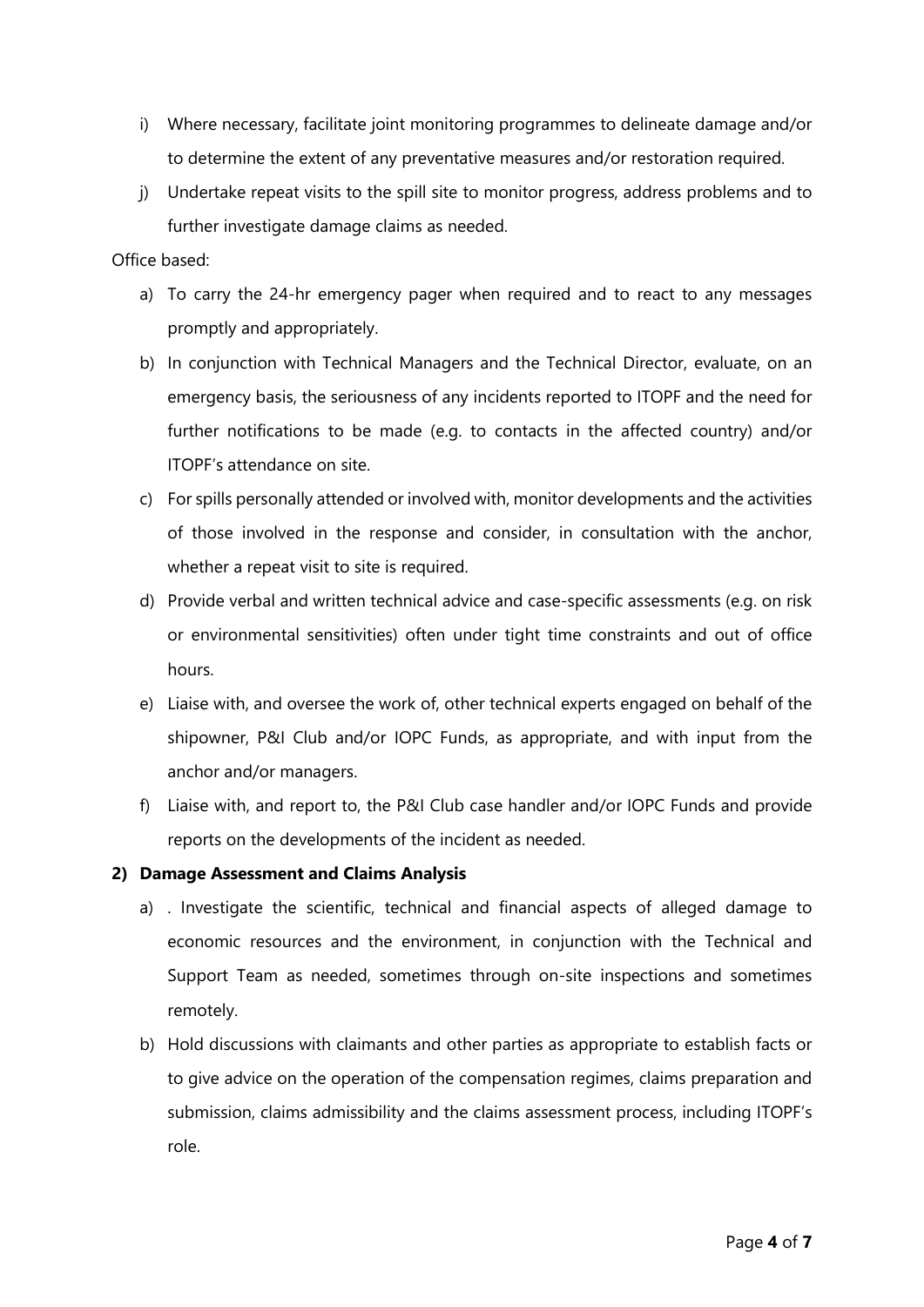i) Where necessary, facilitate joint monitoring programmes to delineate damage and/or to determine the extent of any preventative measures and/or restoration required.

j) Undertake repeat visits to the spill site to monitor progress, address problems and to further investigate damage claims as needed.

Office based:

a) To carry the 24-hr emergency pager when required and to react to any messages promptly and appropriately.

b) In conjunction with Technical Managers and the Technical Director, evaluate, on an emergency basis, the seriousness of any incidents reported to ITOPF and the need for further notifications to be made (e.g. to contacts in the affected country) and/or ITOPF's attendance on site.

c) For spills personally attended or involved with, monitor developments and the activities of those involved in the response and consider, in consultation with the anchor, whether a repeat visit to site is required.

d) Provide verbal and written technical advice and case-specific assessments (e.g. on risk or environmental sensitivities) often under tight time constraints and out of office hours.

e) Liaise with, and oversee the work of, other technical experts engaged on behalf of the shipowner, P&I Club and/or IOPC Funds, as appropriate, and with input from the anchor and/or managers.

f) Liaise with, and report to, the P&I Club case handler and/or IOPC Funds and provide reports on the developments of the incident as needed.

**2) Damage Assessment and Claims Analysis**

a) . Investigate the scientific, technical and financial aspects of alleged damage to economic resources and the environment, in conjunction with the Technical and Support Team as needed, sometimes through on-site inspections and sometimes remotely.

b) Hold discussions with claimants and other parties as appropriate to establish facts or to give advice on the operation of the compensation regimes, claims preparation and submission, claims admissibility and the claims assessment process, including ITOPF's role.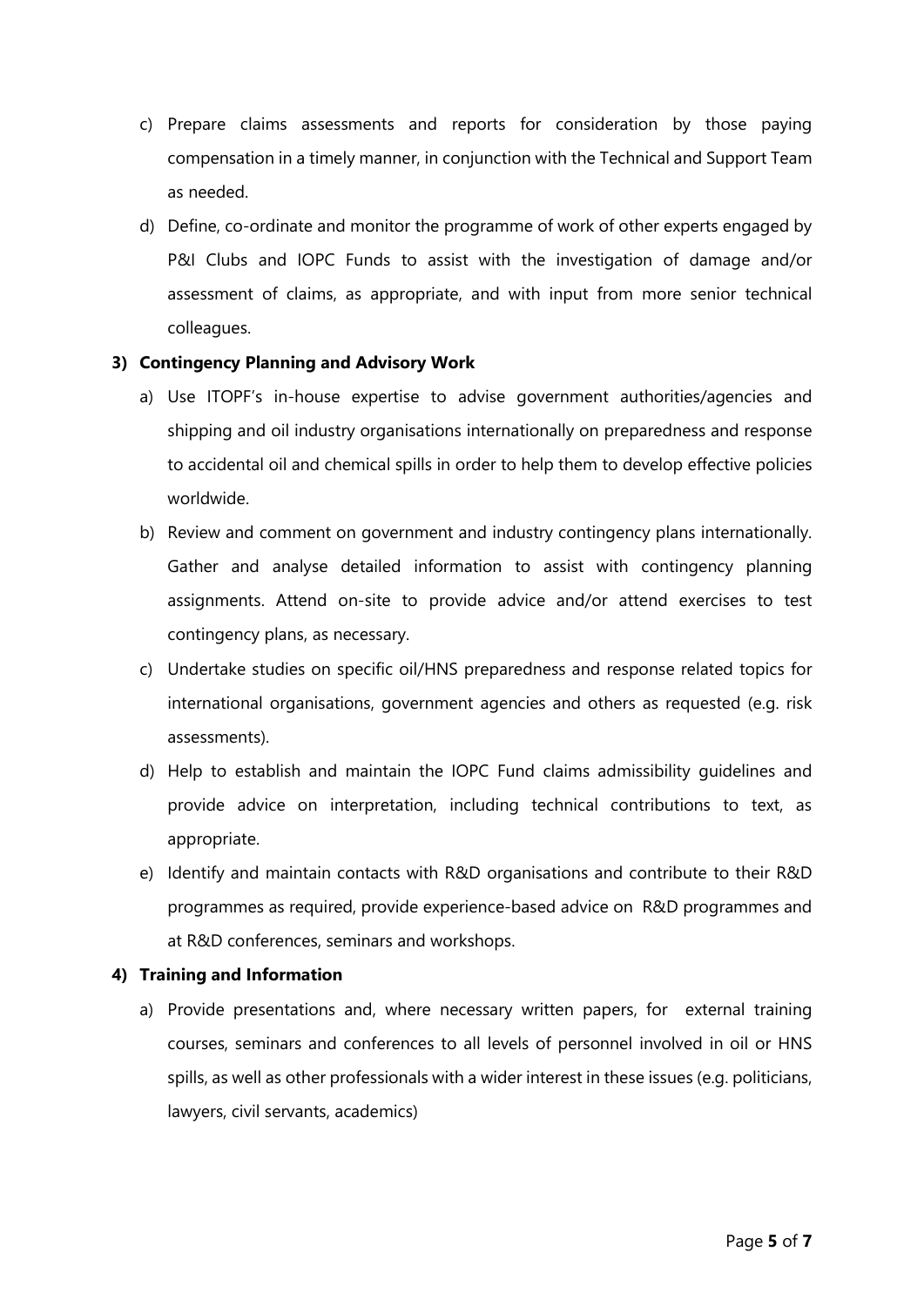c) Prepare claims assessments and reports for consideration by those paying compensation in a timely manner, in conjunction with the Technical and Support Team as needed.

d) Define, co-ordinate and monitor the programme of work of other experts engaged by P&I Clubs and IOPC Funds to assist with the investigation of damage and/or assessment of claims, as appropriate, and with input from more senior technical colleagues.

**3) Contingency Planning and Advisory Work**

a) Use ITOPF's in-house expertise to advise government authorities/agencies and shipping and oil industry organisations internationally on preparedness and response to accidental oil and chemical spills in order to help them to develop effective policies worldwide.

b) Review and comment on government and industry contingency plans internationally. Gather and analyse detailed information to assist with contingency planning assignments. Attend on-site to provide advice and/or attend exercises to test contingency plans, as necessary.

c) Undertake studies on specific oil/HNS preparedness and response related topics for international organisations, government agencies and others as requested (e.g. risk assessments).

d) Help to establish and maintain the IOPC Fund claims admissibility guidelines and provide advice on interpretation, including technical contributions to text, as appropriate.

e) Identify and maintain contacts with R&D organisations and contribute to their R&D programmes as required, provide experience-based advice on R&D programmes and at R&D conferences, seminars and workshops.

**4) Training and Information**

a) Provide presentations and, where necessary written papers, for external training courses, seminars and conferences to all levels of personnel involved in oil or HNS spills, as well as other professionals with a wider interest in these issues (e.g. politicians, lawyers, civil servants, academics)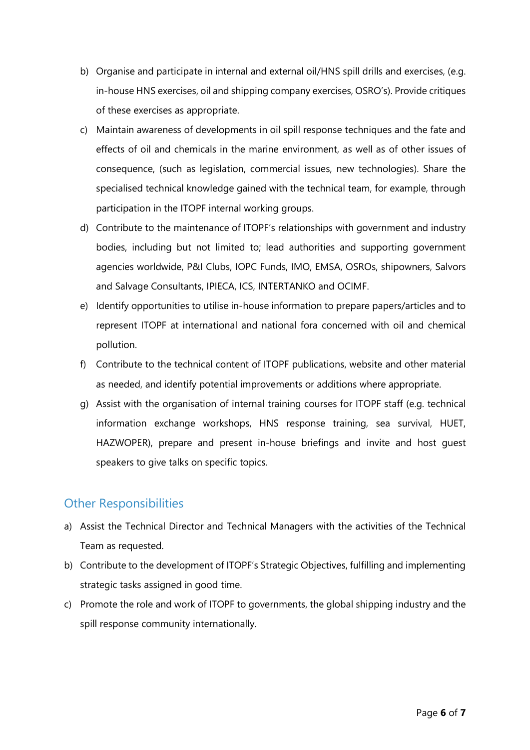b) Organise and participate in internal and external oil/HNS spill drills and exercises, (e.g. in-house HNS exercises, oil and shipping company exercises, OSRO's). Provide critiques of these exercises as appropriate.

c) Maintain awareness of developments in oil spill response techniques and the fate and effects of oil and chemicals in the marine environment, as well as of other issues of consequence, (such as legislation, commercial issues, new technologies). Share the specialised technical knowledge gained with the technical team, for example, through participation in the ITOPF internal working groups.

d) Contribute to the maintenance of ITOPF's relationships with government and industry bodies, including but not limited to; lead authorities and supporting government agencies worldwide, P&I Clubs, IOPC Funds, IMO, EMSA, OSROs, shipowners, Salvors and Salvage Consultants, IPIECA, ICS, INTERTANKO and OCIMF.

e) Identify opportunities to utilise in-house information to prepare papers/articles and to represent ITOPF at international and national fora concerned with oil and chemical pollution.

f) Contribute to the technical content of ITOPF publications, website and other material as needed, and identify potential improvements or additions where appropriate.

g) Assist with the organisation of internal training courses for ITOPF staff (e.g. technical information exchange workshops, HNS response training, sea survival, HUET, HAZWOPER), prepare and present in-house briefings and invite and host guest speakers to give talks on specific topics.

## Other Responsibilities

a) Assist the Technical Director and Technical Managers with the activities of the Technical Team as requested.

b) Contribute to the development of ITOPF's Strategic Objectives, fulfilling and implementing strategic tasks assigned in good time.

c) Promote the role and work of ITOPF to governments, the global shipping industry and the spill response community internationally.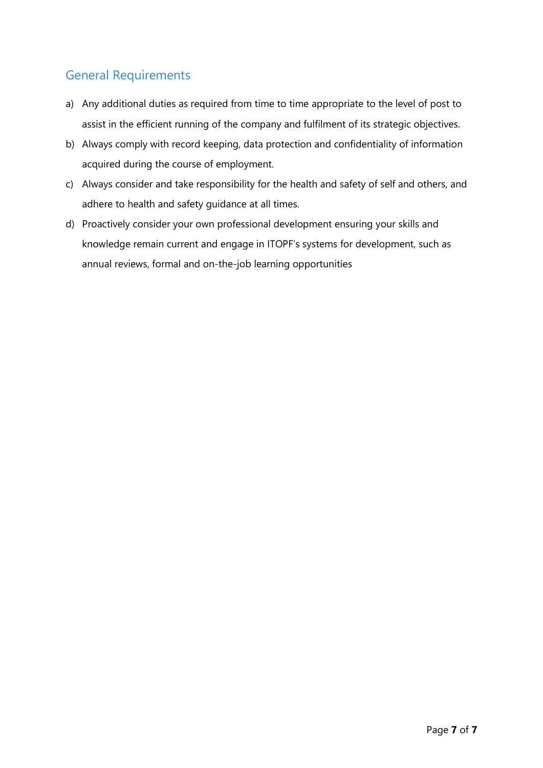## General Requirements

a) Any additional duties as required from time to time appropriate to the level of post to assist in the efficient running of the company and fulfilment of its strategic objectives.

b) Always comply with record keeping, data protection and confidentiality of information acquired during the course of employment.

c) Always consider and take responsibility for the health and safety of self and others, and adhere to health and safety guidance at all times.

d) Proactively consider your own professional development ensuring your skills and knowledge remain current and engage in ITOPF's systems for development, such as annual reviews, formal and on-the-job learning opportunities